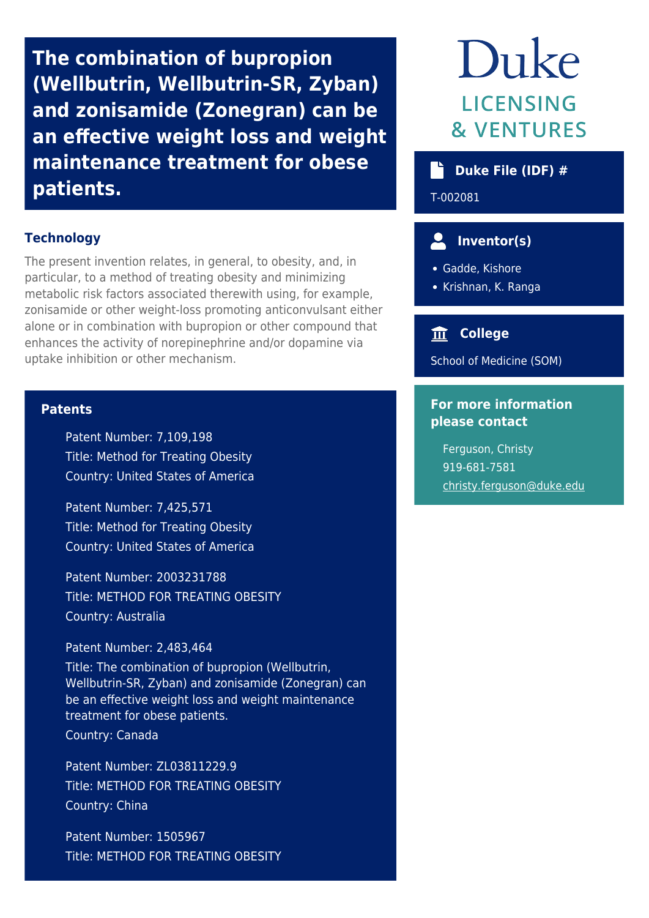# The combination of bupropion (Wellbutrin, Wellbutrin-SR, Zyban) and zonisamide (Zonegran) can be an effective weight loss and weight maintenance treatment for obese patients.

## Technology

The present invention relates, in general, to obesity, and, in particular, to a method of treating obesity and minimizing metabolic risk factors associated therewith using, for example, zonisamide or other weight-loss promoting anticonvulsant either alone or in combination with bupropion or other compound that enhances the activity of norepinephrine and/or dopamine via uptake inhibition or other mechanism.

## Patents

Patent Number: 7,109,198
Title: Method for Treating Obesity
Country: United States of America

Patent Number: 7,425,571
Title: Method for Treating Obesity
Country: United States of America

Patent Number: 2003231788
Title: METHOD FOR TREATING OBESITY
Country: Australia

Patent Number: 2,483,464
Title: The combination of bupropion (Wellbutrin, Wellbutrin-SR, Zyban) and zonisamide (Zonegran) can be an effective weight loss and weight maintenance treatment for obese patients.
Country: Canada

Patent Number: ZL03811229.9
Title: METHOD FOR TREATING OBESITY
Country: China

Patent Number: 1505967
Title: METHOD FOR TREATING OBESITY

Duke
LICENSING & VENTURES

### Duke File (IDF) #

T-002081

### Inventor(s)

- Gadde, Kishore
- Krishnan, K. Ranga

### College

School of Medicine (SOM)

### For more information please contact

Ferguson, Christy
919-681-7581
christy.ferguson@duke.edu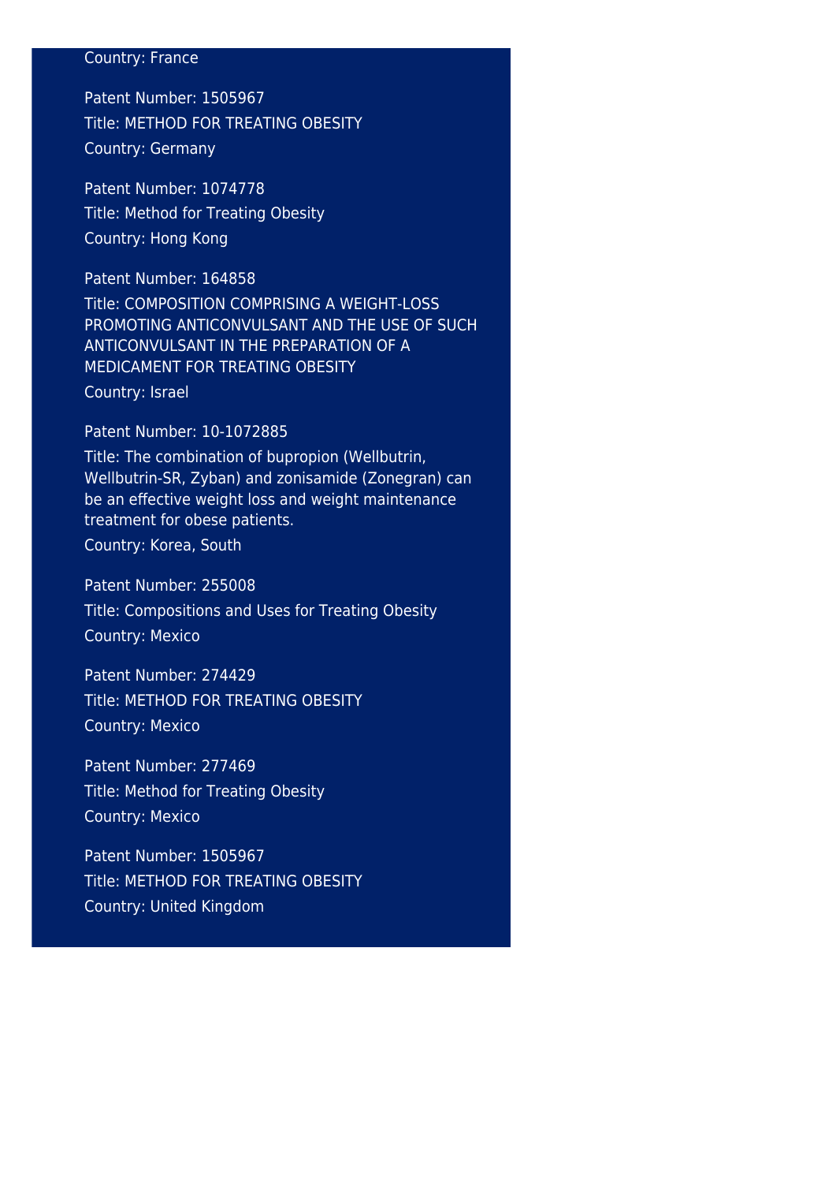Country: France

Patent Number: 1505967
Title: METHOD FOR TREATING OBESITY
Country: Germany

Patent Number: 1074778
Title: Method for Treating Obesity
Country: Hong Kong

Patent Number: 164858
Title: COMPOSITION COMPRISING A WEIGHT-LOSS PROMOTING ANTICONVULSANT AND THE USE OF SUCH ANTICONVULSANT IN THE PREPARATION OF A MEDICAMENT FOR TREATING OBESITY
Country: Israel

Patent Number: 10-1072885
Title: The combination of bupropion (Wellbutrin, Wellbutrin-SR, Zyban) and zonisamide (Zonegran) can be an effective weight loss and weight maintenance treatment for obese patients.
Country: Korea, South

Patent Number: 255008
Title: Compositions and Uses for Treating Obesity
Country: Mexico

Patent Number: 274429
Title: METHOD FOR TREATING OBESITY
Country: Mexico

Patent Number: 277469
Title: Method for Treating Obesity
Country: Mexico

Patent Number: 1505967
Title: METHOD FOR TREATING OBESITY
Country: United Kingdom